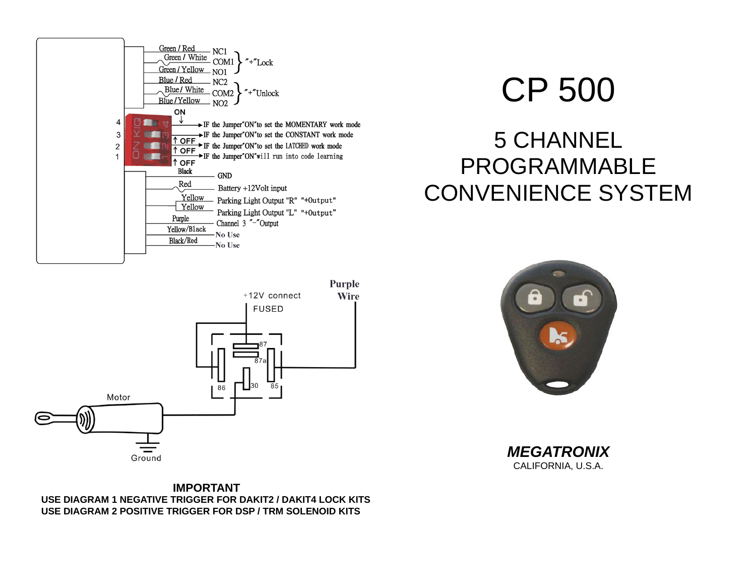# CP 500

## 5 CHANNEL PROGRAMMABLE CONVENIENCE SYSTEM

| Wire | Terminal | Function |
|---|---|---|
| Green / Red | NC1 | "+"Lock |
| Green / White | COM1 | "+"Lock |
| Green / Yellow | NO1 | "+"Lock |
| Blue / Red | NC2 | "+"Unlock |
| Blue / White | COM2 | "+"Unlock |
| Blue / Yellow | NO2 | "+"Unlock |

| Switch | Setting |
|---|---|
| 4 (ON) | IF the Jumper"ON"to set the MOMENTARY work mode |
| 3 (OFF) | IF the Jumper"ON"to set the CONSTANT work mode |
| 2 (OFF) | IF the Jumper"ON"to set the LATCHED work mode |
| 1 (OFF) | IF the Jumper"ON"will run into code learning |

| Wire | Function |
|---|---|
| Black | GND |
| Red | Battery +12Volt input |
| Yellow | Parking Light Output "R" "+Output" |
| Yellow | Parking Light Output "L" "+Output" |
| Purple | Channel 3 "−"Output |
| Yellow/Black | No Use |
| Black/Red | No Use |

+12V connect FUSED

Purple Wire

87, 87a, 86, 30, 85

Motor

Ground

**IMPORTANT**

**USE DIAGRAM 1 NEGATIVE TRIGGER FOR DAKIT2 / DAKIT4 LOCK KITS**

**USE DIAGRAM 2 POSITIVE TRIGGER FOR DSP / TRM SOLENOID KITS**

***MEGATRONIX***

CALIFORNIA, U.S.A.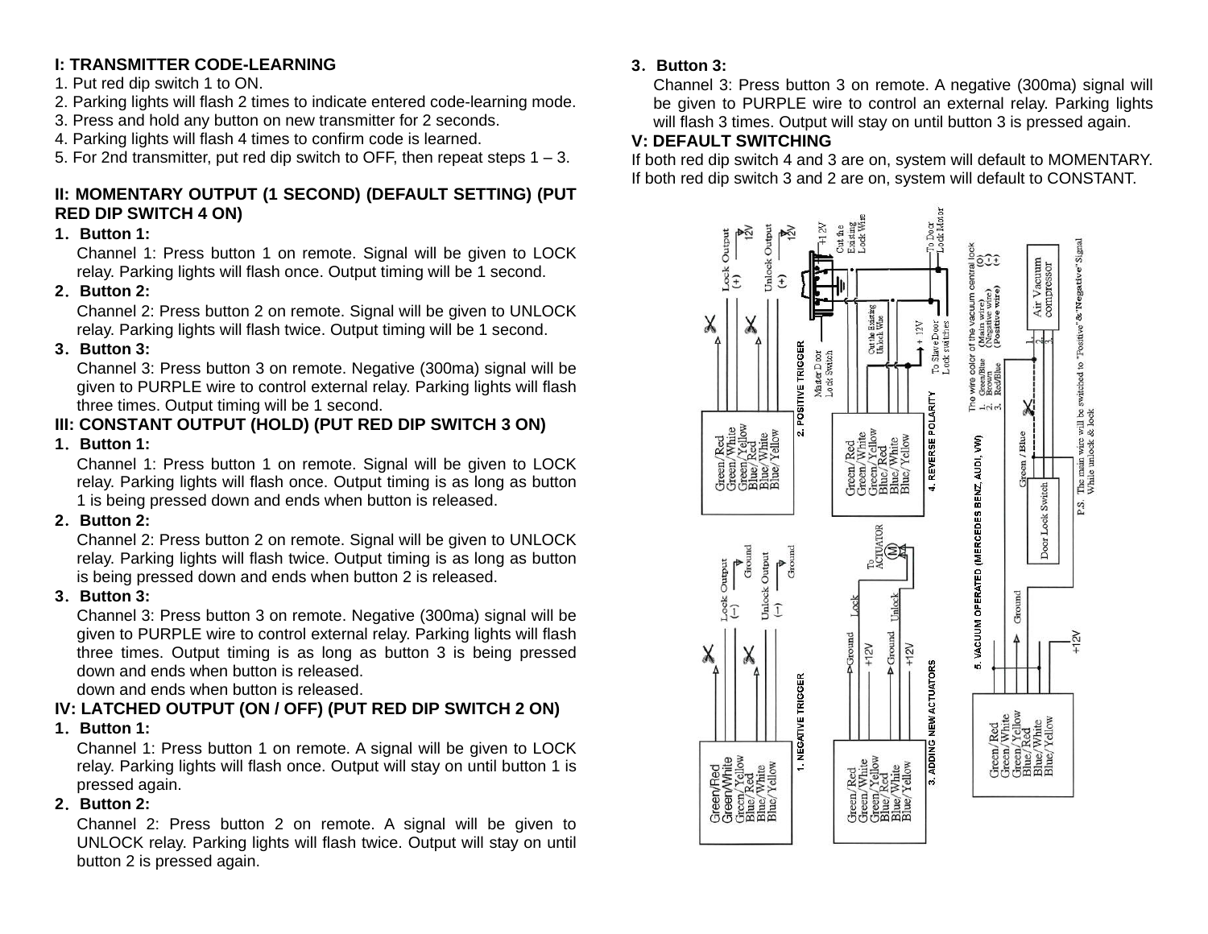## I: TRANSMITTER CODE-LEARNING

1. Put red dip switch 1 to ON.
2. Parking lights will flash 2 times to indicate entered code-learning mode.
3. Press and hold any button on new transmitter for 2 seconds.
4. Parking lights will flash 4 times to confirm code is learned.
5. For 2nd transmitter, put red dip switch to OFF, then repeat steps 1 – 3.

## II: MOMENTARY OUTPUT (1 SECOND) (DEFAULT SETTING) (PUT RED DIP SWITCH 4 ON)

**1. Button 1:**

Channel 1: Press button 1 on remote. Signal will be given to LOCK relay. Parking lights will flash once. Output timing will be 1 second.

**2. Button 2:**

Channel 2: Press button 2 on remote. Signal will be given to UNLOCK relay. Parking lights will flash twice. Output timing will be 1 second.

**3. Button 3:**

Channel 3: Press button 3 on remote. Negative (300ma) signal will be given to PURPLE wire to control external relay. Parking lights will flash three times. Output timing will be 1 second.

## III: CONSTANT OUTPUT (HOLD) (PUT RED DIP SWITCH 3 ON)

**1. Button 1:**

Channel 1: Press button 1 on remote. Signal will be given to LOCK relay. Parking lights will flash once. Output timing is as long as button 1 is being pressed down and ends when button is released.

**2. Button 2:**

Channel 2: Press button 2 on remote. Signal will be given to UNLOCK relay. Parking lights will flash twice. Output timing is as long as button is being pressed down and ends when button 2 is released.

**3. Button 3:**

Channel 3: Press button 3 on remote. Negative (300ma) signal will be given to PURPLE wire to control external relay. Parking lights will flash three times. Output timing is as long as button 3 is being pressed down and ends when button is released.
down and ends when button is released.

## IV: LATCHED OUTPUT (ON / OFF) (PUT RED DIP SWITCH 2 ON)

**1. Button 1:**

Channel 1: Press button 1 on remote. A signal will be given to LOCK relay. Parking lights will flash once. Output will stay on until button 1 is pressed again.

**2. Button 2:**

Channel 2: Press button 2 on remote. A signal will be given to UNLOCK relay. Parking lights will flash twice. Output will stay on until button 2 is pressed again.

**3. Button 3:**

Channel 3: Press button 3 on remote. A negative (300ma) signal will be given to PURPLE wire to control an external relay. Parking lights will flash 3 times. Output will stay on until button 3 is pressed again.

## V: DEFAULT SWITCHING

If both red dip switch 4 and 3 are on, system will default to MOMENTARY.
If both red dip switch 3 and 2 are on, system will default to CONSTANT.

1. NEGATIVE TRIGGER
Lock Output (−) Ground
Unlock Output (−) Ground
Green/Red Green/White Green/Yellow Blue/Red Blue/White Blue/Yellow

2. POSITIVE TRIGGER
Lock Output (+) 12V
Unlock Output (+) 12V
Master Door Lock Switch
+12V
Green/Red Green/White Green/Yellow Blue/Red Blue/White Blue/Yellow

3. ADDING NEW ACTUATORS
To ACTUATOR
Lock Unlock
Ground +12V Ground +12V
Green/Red Green/White Green/Yellow Blue/Red Blue/White Blue/Yellow

4. REVERSE POLARITY
Cut the Existing Lock Wire
Cut the Existing Unlock Wire
To Door Lock Motor
+ 12V
To Slave Door Lock switches
Green/Red Green/White Green/Yellow Blue/Red Blue/White Blue/Yellow

5. VACUUM OPERATED (MERCEDES BENZ, AUDI, VW)
The wire color of the vacuum central lock
1. Green/Blue (Main wire) (0)
2. Brown (Negative wire) (−)
3. Red/Blue (Positive wire) (+)
Air Vacuum compressor
Green / Blue
Door Lock Switch
Ground
+12V
P.S. The main wire will be switched to "Positive"&"Negative" Signal While unlock & lock
Green/Red Green/White Green/Yellow Blue/Red Blue/White Blue/Yellow